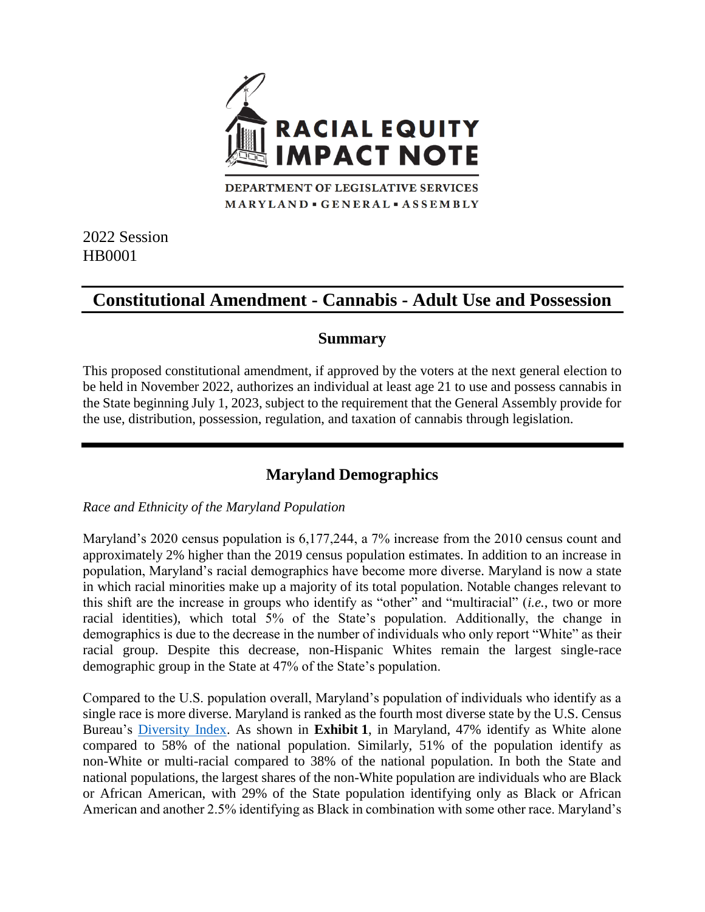**RACIAL EQUITY IMPACT NOTE**

DEPARTMENT OF LEGISLATIVE SERVICES
MARYLAND ▪ GENERAL ▪ ASSEMBLY

2022 Session
HB0001

# Constitutional Amendment - Cannabis - Adult Use and Possession

## Summary

This proposed constitutional amendment, if approved by the voters at the next general election to be held in November 2022, authorizes an individual at least age 21 to use and possess cannabis in the State beginning July 1, 2023, subject to the requirement that the General Assembly provide for the use, distribution, possession, regulation, and taxation of cannabis through legislation.

## Maryland Demographics

*Race and Ethnicity of the Maryland Population*

Maryland's 2020 census population is 6,177,244, a 7% increase from the 2010 census count and approximately 2% higher than the 2019 census population estimates. In addition to an increase in population, Maryland's racial demographics have become more diverse. Maryland is now a state in which racial minorities make up a majority of its total population. Notable changes relevant to this shift are the increase in groups who identify as "other" and "multiracial" (*i.e.*, two or more racial identities), which total 5% of the State's population. Additionally, the change in demographics is due to the decrease in the number of individuals who only report "White" as their racial group. Despite this decrease, non-Hispanic Whites remain the largest single-race demographic group in the State at 47% of the State's population.

Compared to the U.S. population overall, Maryland's population of individuals who identify as a single race is more diverse. Maryland is ranked as the fourth most diverse state by the U.S. Census Bureau's Diversity Index. As shown in **Exhibit 1**, in Maryland, 47% identify as White alone compared to 58% of the national population. Similarly, 51% of the population identify as non-White or multi-racial compared to 38% of the national population. In both the State and national populations, the largest shares of the non-White population are individuals who are Black or African American, with 29% of the State population identifying only as Black or African American and another 2.5% identifying as Black in combination with some other race. Maryland's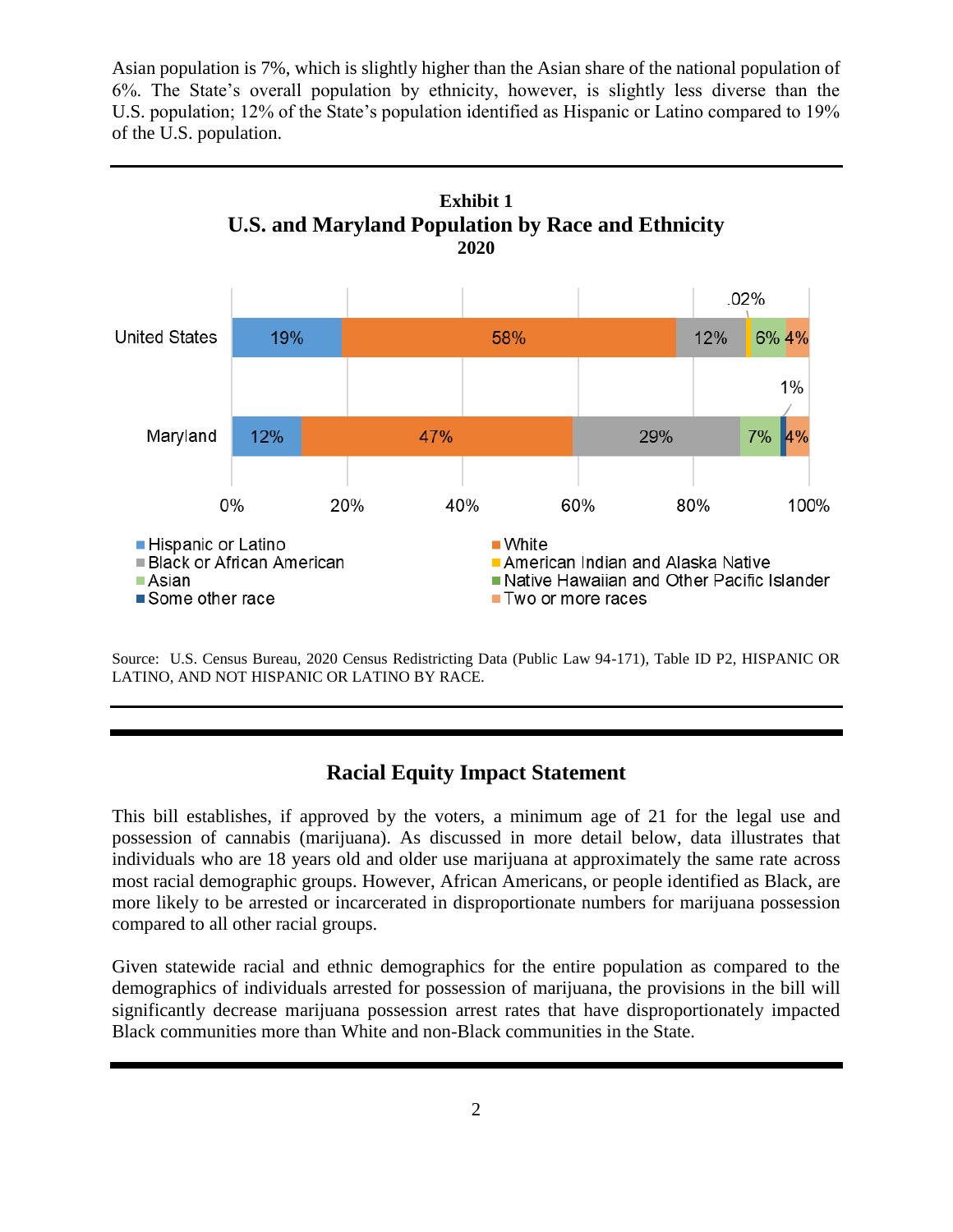Asian population is 7%, which is slightly higher than the Asian share of the national population of 6%. The State's overall population by ethnicity, however, is slightly less diverse than the U.S. population; 12% of the State's population identified as Hispanic or Latino compared to 19% of the U.S. population.

**Exhibit 1**
**U.S. and Maryland Population by Race and Ethnicity**
**2020**

| | Hispanic or Latino | White | Black or African American | American Indian and Alaska Native | Asian | Native Hawaiian and Other Pacific Islander | Some other race | Two or more races |
|---|---|---|---|---|---|---|---|---|
| United States | 19% | 58% | 12% | .02% | 6% | | | 4% |
| Maryland | 12% | 47% | 29% | | 7% | | 1% | 4% |

Source: U.S. Census Bureau, 2020 Census Redistricting Data (Public Law 94-171), Table ID P2, HISPANIC OR LATINO, AND NOT HISPANIC OR LATINO BY RACE.

## Racial Equity Impact Statement

This bill establishes, if approved by the voters, a minimum age of 21 for the legal use and possession of cannabis (marijuana). As discussed in more detail below, data illustrates that individuals who are 18 years old and older use marijuana at approximately the same rate across most racial demographic groups. However, African Americans, or people identified as Black, are more likely to be arrested or incarcerated in disproportionate numbers for marijuana possession compared to all other racial groups.

Given statewide racial and ethnic demographics for the entire population as compared to the demographics of individuals arrested for possession of marijuana, the provisions in the bill will significantly decrease marijuana possession arrest rates that have disproportionately impacted Black communities more than White and non-Black communities in the State.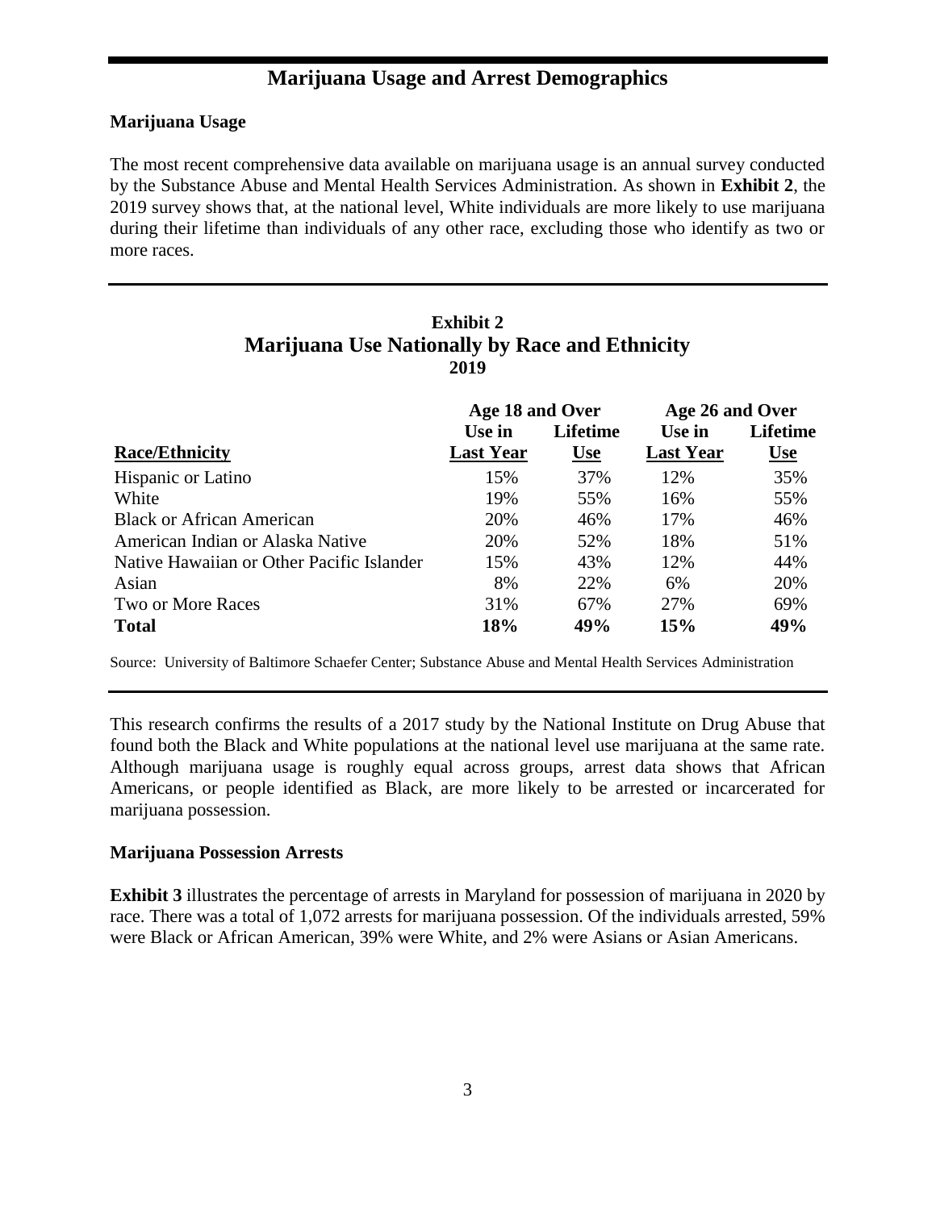## Marijuana Usage and Arrest Demographics

### Marijuana Usage

The most recent comprehensive data available on marijuana usage is an annual survey conducted by the Substance Abuse and Mental Health Services Administration. As shown in **Exhibit 2**, the 2019 survey shows that, at the national level, White individuals are more likely to use marijuana during their lifetime than individuals of any other race, excluding those who identify as two or more races.

**Exhibit 2**
**Marijuana Use Nationally by Race and Ethnicity**
**2019**

| | Age 18 and Over | | Age 26 and Over | |
|---|---|---|---|---|
| **Race/Ethnicity** | **Use in Last Year** | **Lifetime Use** | **Use in Last Year** | **Lifetime Use** |
| Hispanic or Latino | 15% | 37% | 12% | 35% |
| White | 19% | 55% | 16% | 55% |
| Black or African American | 20% | 46% | 17% | 46% |
| American Indian or Alaska Native | 20% | 52% | 18% | 51% |
| Native Hawaiian or Other Pacific Islander | 15% | 43% | 12% | 44% |
| Asian | 8% | 22% | 6% | 20% |
| Two or More Races | 31% | 67% | 27% | 69% |
| **Total** | **18%** | **49%** | **15%** | **49%** |

Source: University of Baltimore Schaefer Center; Substance Abuse and Mental Health Services Administration

This research confirms the results of a 2017 study by the National Institute on Drug Abuse that found both the Black and White populations at the national level use marijuana at the same rate. Although marijuana usage is roughly equal across groups, arrest data shows that African Americans, or people identified as Black, are more likely to be arrested or incarcerated for marijuana possession.

### Marijuana Possession Arrests

**Exhibit 3** illustrates the percentage of arrests in Maryland for possession of marijuana in 2020 by race. There was a total of 1,072 arrests for marijuana possession. Of the individuals arrested, 59% were Black or African American, 39% were White, and 2% were Asians or Asian Americans.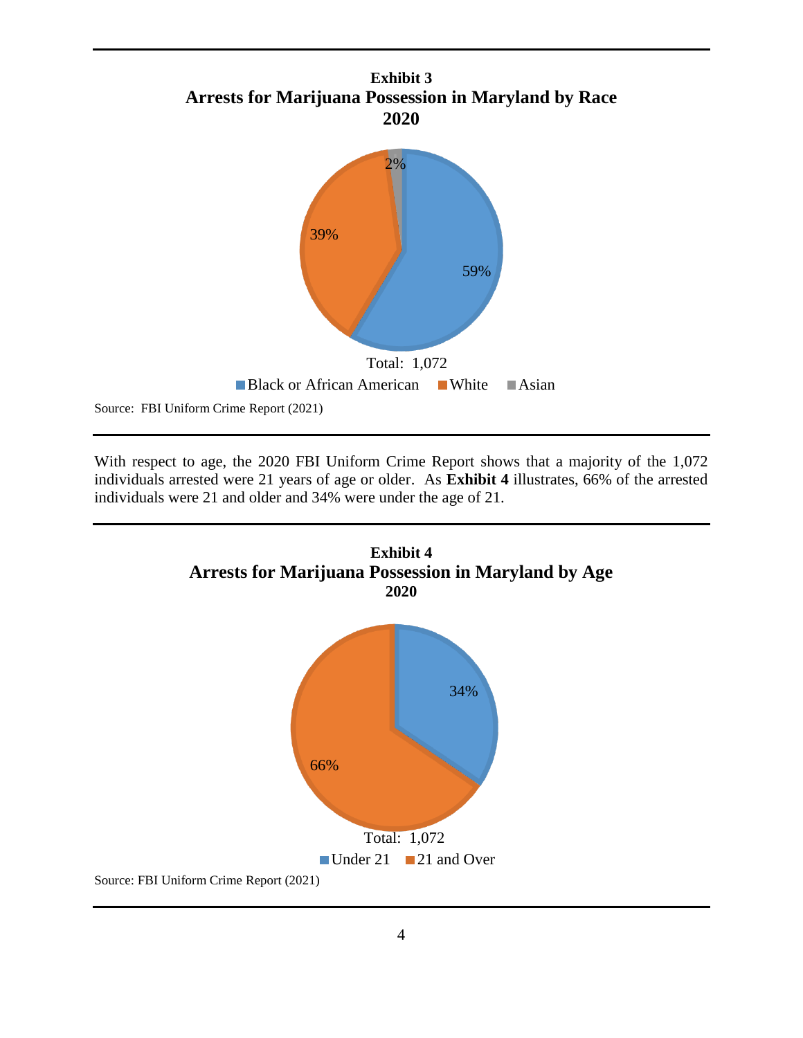**Exhibit 3**
**Arrests for Marijuana Possession in Maryland by Race**
**2020**

| Race | Percentage |
|---|---|
| Black or African American | 59% |
| White | 39% |
| Asian | 2% |

Total: 1,072

Source: FBI Uniform Crime Report (2021)

With respect to age, the 2020 FBI Uniform Crime Report shows that a majority of the 1,072 individuals arrested were 21 years of age or older. As **Exhibit 4** illustrates, 66% of the arrested individuals were 21 and older and 34% were under the age of 21.

**Exhibit 4**
**Arrests for Marijuana Possession in Maryland by Age**
**2020**

| Age | Percentage |
|---|---|
| Under 21 | 34% |
| 21 and Over | 66% |

Total: 1,072

Source: FBI Uniform Crime Report (2021)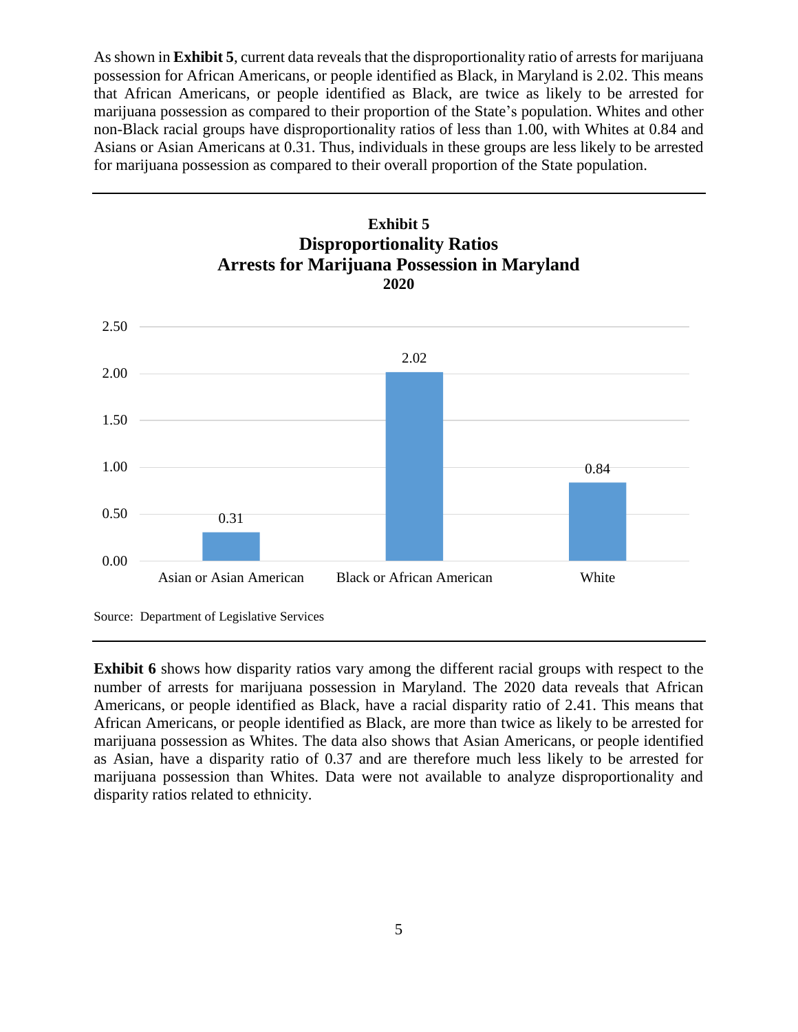As shown in **Exhibit 5**, current data reveals that the disproportionality ratio of arrests for marijuana possession for African Americans, or people identified as Black, in Maryland is 2.02. This means that African Americans, or people identified as Black, are twice as likely to be arrested for marijuana possession as compared to their proportion of the State's population. Whites and other non-Black racial groups have disproportionality ratios of less than 1.00, with Whites at 0.84 and Asians or Asian Americans at 0.31. Thus, individuals in these groups are less likely to be arrested for marijuana possession as compared to their overall proportion of the State population.

**Exhibit 5**
**Disproportionality Ratios**
**Arrests for Marijuana Possession in Maryland**
**2020**

| Race | Disproportionality Ratio |
| --- | --- |
| Asian or Asian American | 0.31 |
| Black or African American | 2.02 |
| White | 0.84 |

Source: Department of Legislative Services

**Exhibit 6** shows how disparity ratios vary among the different racial groups with respect to the number of arrests for marijuana possession in Maryland. The 2020 data reveals that African Americans, or people identified as Black, have a racial disparity ratio of 2.41. This means that African Americans, or people identified as Black, are more than twice as likely to be arrested for marijuana possession as Whites. The data also shows that Asian Americans, or people identified as Asian, have a disparity ratio of 0.37 and are therefore much less likely to be arrested for marijuana possession than Whites. Data were not available to analyze disproportionality and disparity ratios related to ethnicity.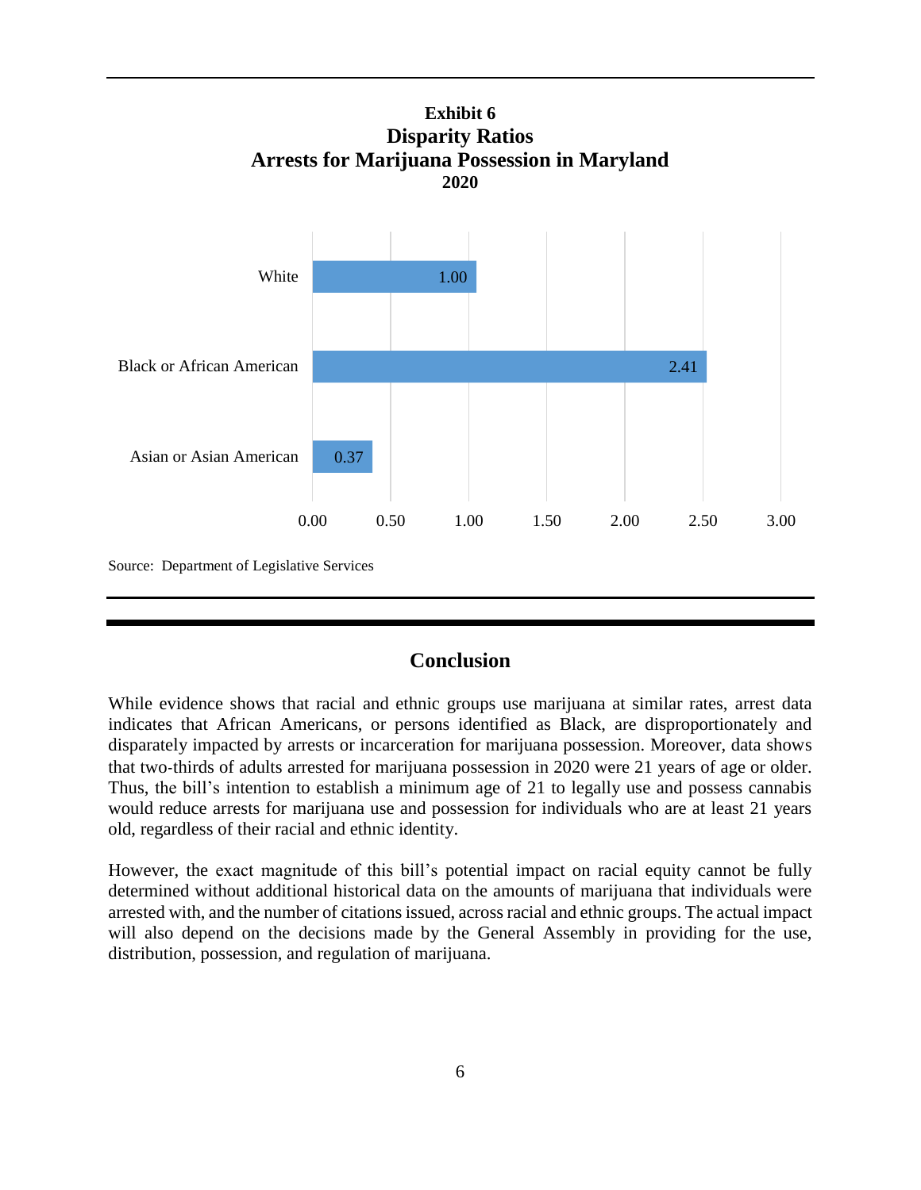**Exhibit 6**
**Disparity Ratios**
**Arrests for Marijuana Possession in Maryland**
**2020**

| Group | Disparity Ratio |
|---|---|
| White | 1.00 |
| Black or African American | 2.41 |
| Asian or Asian American | 0.37 |

Source: Department of Legislative Services

## Conclusion

While evidence shows that racial and ethnic groups use marijuana at similar rates, arrest data indicates that African Americans, or persons identified as Black, are disproportionately and disparately impacted by arrests or incarceration for marijuana possession. Moreover, data shows that two-thirds of adults arrested for marijuana possession in 2020 were 21 years of age or older. Thus, the bill's intention to establish a minimum age of 21 to legally use and possess cannabis would reduce arrests for marijuana use and possession for individuals who are at least 21 years old, regardless of their racial and ethnic identity.

However, the exact magnitude of this bill's potential impact on racial equity cannot be fully determined without additional historical data on the amounts of marijuana that individuals were arrested with, and the number of citations issued, across racial and ethnic groups. The actual impact will also depend on the decisions made by the General Assembly in providing for the use, distribution, possession, and regulation of marijuana.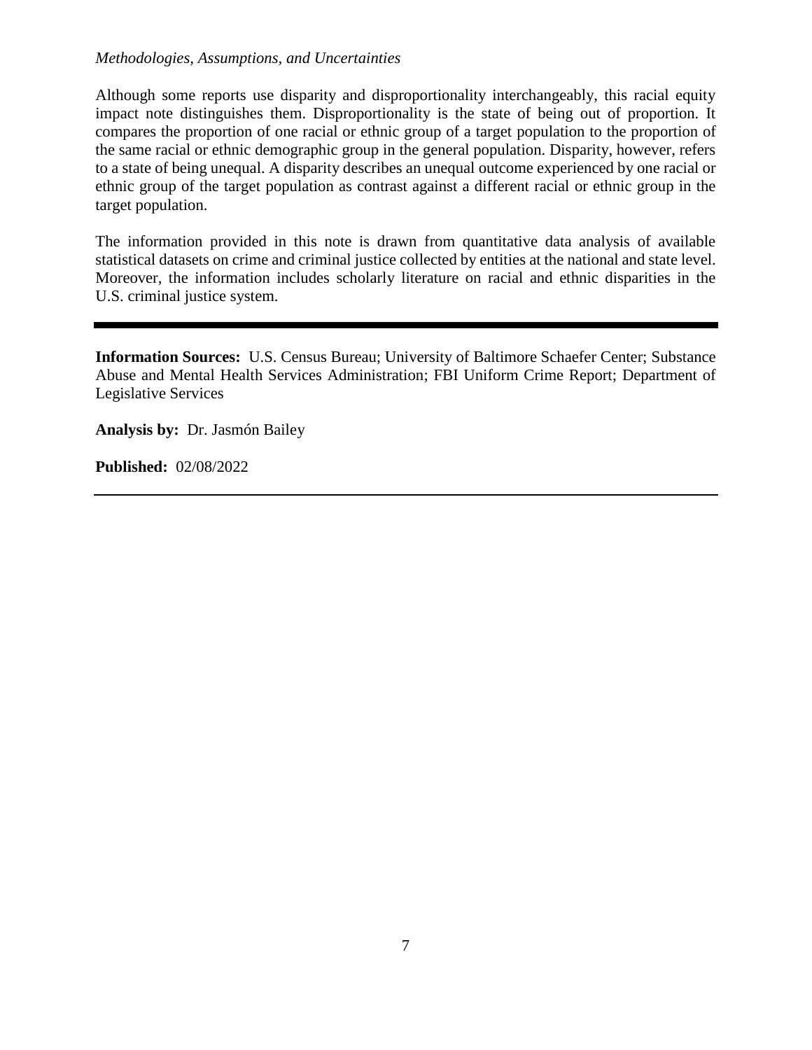*Methodologies, Assumptions, and Uncertainties*

Although some reports use disparity and disproportionality interchangeably, this racial equity impact note distinguishes them. Disproportionality is the state of being out of proportion. It compares the proportion of one racial or ethnic group of a target population to the proportion of the same racial or ethnic demographic group in the general population. Disparity, however, refers to a state of being unequal. A disparity describes an unequal outcome experienced by one racial or ethnic group of the target population as contrast against a different racial or ethnic group in the target population.

The information provided in this note is drawn from quantitative data analysis of available statistical datasets on crime and criminal justice collected by entities at the national and state level. Moreover, the information includes scholarly literature on racial and ethnic disparities in the U.S. criminal justice system.

---

**Information Sources:** U.S. Census Bureau; University of Baltimore Schaefer Center; Substance Abuse and Mental Health Services Administration; FBI Uniform Crime Report; Department of Legislative Services

**Analysis by:** Dr. Jasmón Bailey

**Published:** 02/08/2022

---